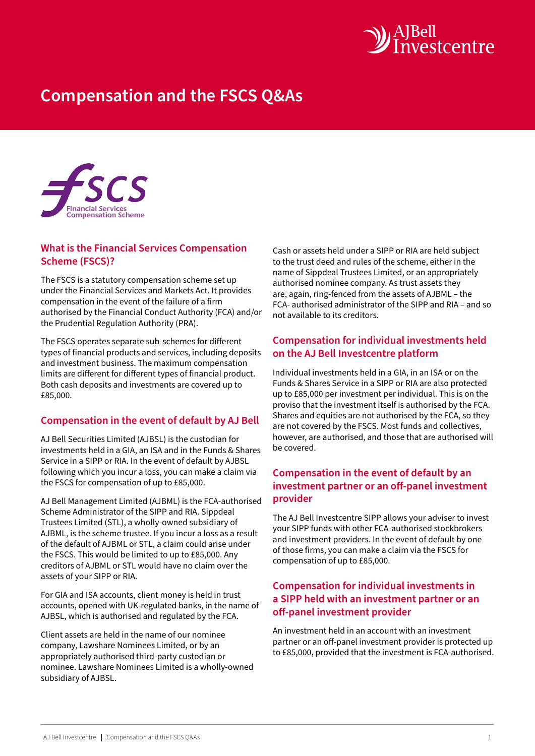# Compensation and the FSCS Q&As

## What is the Financial Services Compensation Scheme (FSCS)?

The FSCS is a statutory compensation scheme set up under the Financial Services and Markets Act. It provides compensation in the event of the failure of a firm authorised by the Financial Conduct Authority (FCA) and/or the Prudential Regulation Authority (PRA).

The FSCS operates separate sub-schemes for different types of financial products and services, including deposits and investment business. The maximum compensation limits are different for different types of financial product. Both cash deposits and investments are covered up to £85,000.

## Compensation in the event of default by AJ Bell

AJ Bell Securities Limited (AJBSL) is the custodian for investments held in a GIA, an ISA and in the Funds & Shares Service in a SIPP or RIA. In the event of default by AJBSL following which you incur a loss, you can make a claim via the FSCS for compensation of up to £85,000.

AJ Bell Management Limited (AJBML) is the FCA-authorised Scheme Administrator of the SIPP and RIA. Sippdeal Trustees Limited (STL), a wholly-owned subsidiary of AJBML, is the scheme trustee. If you incur a loss as a result of the default of AJBML or STL, a claim could arise under the FSCS. This would be limited to up to £85,000. Any creditors of AJBML or STL would have no claim over the assets of your SIPP or RIA.

For GIA and ISA accounts, client money is held in trust accounts, opened with UK-regulated banks, in the name of AJBSL, which is authorised and regulated by the FCA.

Client assets are held in the name of our nominee company, Lawshare Nominees Limited, or by an appropriately authorised third-party custodian or nominee. Lawshare Nominees Limited is a wholly-owned subsidiary of AJBSL.

Cash or assets held under a SIPP or RIA are held subject to the trust deed and rules of the scheme, either in the name of Sippdeal Trustees Limited, or an appropriately authorised nominee company. As trust assets they are, again, ring-fenced from the assets of AJBML – the FCA- authorised administrator of the SIPP and RIA – and so not available to its creditors.

## Compensation for individual investments held on the AJ Bell Investcentre platform

Individual investments held in a GIA, in an ISA or on the Funds & Shares Service in a SIPP or RIA are also protected up to £85,000 per investment per individual. This is on the proviso that the investment itself is authorised by the FCA. Shares and equities are not authorised by the FCA, so they are not covered by the FSCS. Most funds and collectives, however, are authorised, and those that are authorised will be covered.

## Compensation in the event of default by an investment partner or an off-panel investment provider

The AJ Bell Investcentre SIPP allows your adviser to invest your SIPP funds with other FCA-authorised stockbrokers and investment providers. In the event of default by one of those firms, you can make a claim via the FSCS for compensation of up to £85,000.

## Compensation for individual investments in a SIPP held with an investment partner or an off-panel investment provider

An investment held in an account with an investment partner or an off-panel investment provider is protected up to £85,000, provided that the investment is FCA-authorised.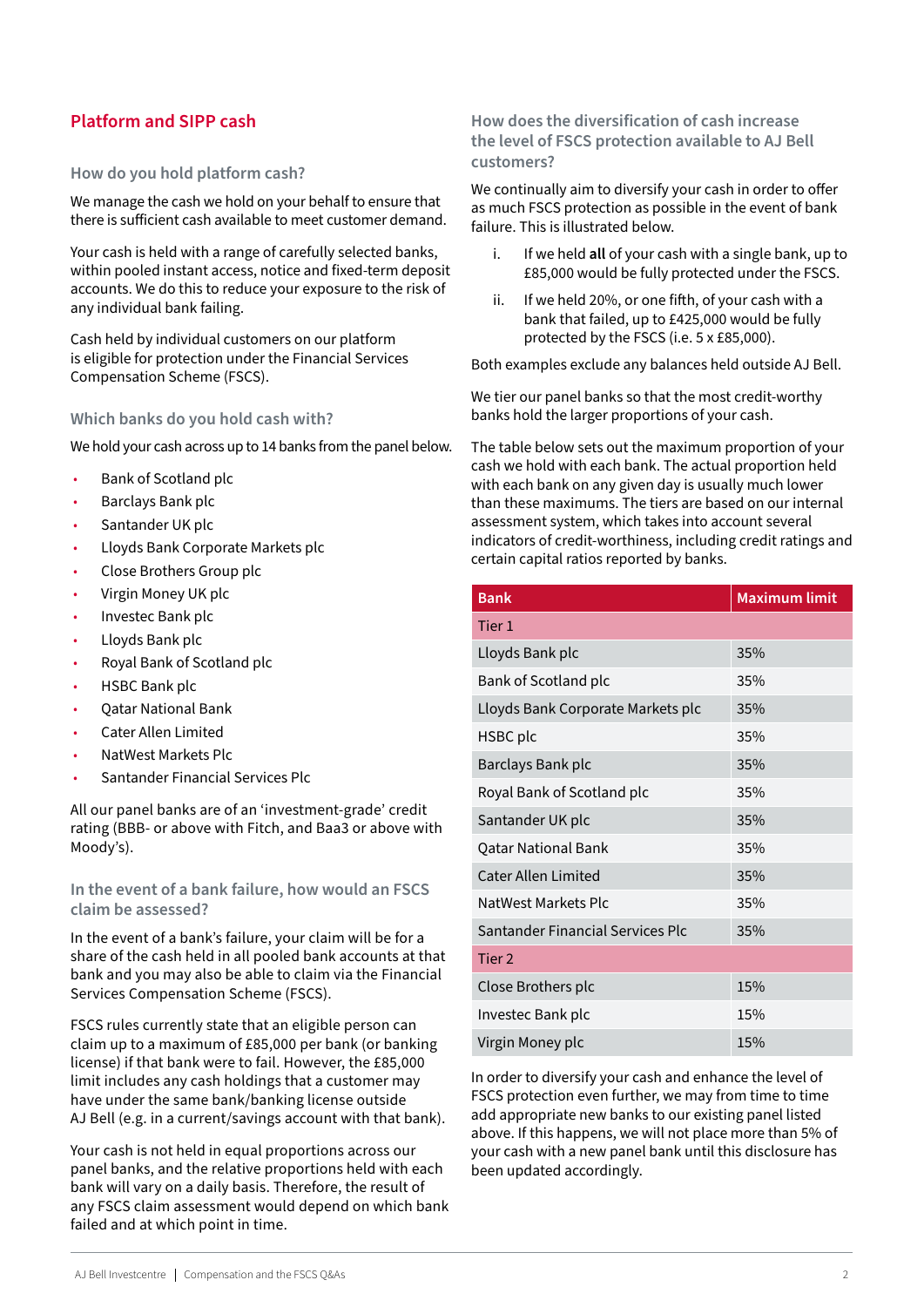## Platform and SIPP cash

### How do you hold platform cash?

We manage the cash we hold on your behalf to ensure that there is sufficient cash available to meet customer demand.

Your cash is held with a range of carefully selected banks, within pooled instant access, notice and fixed-term deposit accounts. We do this to reduce your exposure to the risk of any individual bank failing.

Cash held by individual customers on our platform is eligible for protection under the Financial Services Compensation Scheme (FSCS).

### Which banks do you hold cash with?

We hold your cash across up to 14 banks from the panel below.

- Bank of Scotland plc
- Barclays Bank plc
- Santander UK plc
- Lloyds Bank Corporate Markets plc
- Close Brothers Group plc
- Virgin Money UK plc
- Investec Bank plc
- Lloyds Bank plc
- Royal Bank of Scotland plc
- HSBC Bank plc
- Qatar National Bank
- Cater Allen Limited
- NatWest Markets Plc
- Santander Financial Services Plc

All our panel banks are of an 'investment-grade' credit rating (BBB- or above with Fitch, and Baa3 or above with Moody's).

### In the event of a bank failure, how would an FSCS claim be assessed?

In the event of a bank's failure, your claim will be for a share of the cash held in all pooled bank accounts at that bank and you may also be able to claim via the Financial Services Compensation Scheme (FSCS).

FSCS rules currently state that an eligible person can claim up to a maximum of £85,000 per bank (or banking license) if that bank were to fail. However, the £85,000 limit includes any cash holdings that a customer may have under the same bank/banking license outside AJ Bell (e.g. in a current/savings account with that bank).

Your cash is not held in equal proportions across our panel banks, and the relative proportions held with each bank will vary on a daily basis. Therefore, the result of any FSCS claim assessment would depend on which bank failed and at which point in time.

### How does the diversification of cash increase the level of FSCS protection available to AJ Bell customers?

We continually aim to diversify your cash in order to offer as much FSCS protection as possible in the event of bank failure. This is illustrated below.

i. If we held **all** of your cash with a single bank, up to £85,000 would be fully protected under the FSCS.

ii. If we held 20%, or one fifth, of your cash with a bank that failed, up to £425,000 would be fully protected by the FSCS (i.e. 5 x £85,000).

Both examples exclude any balances held outside AJ Bell.

We tier our panel banks so that the most credit-worthy banks hold the larger proportions of your cash.

The table below sets out the maximum proportion of your cash we hold with each bank. The actual proportion held with each bank on any given day is usually much lower than these maximums. The tiers are based on our internal assessment system, which takes into account several indicators of credit-worthiness, including credit ratings and certain capital ratios reported by banks.

| Bank | Maximum limit |
|---|---|
| Tier 1 | |
| Lloyds Bank plc | 35% |
| Bank of Scotland plc | 35% |
| Lloyds Bank Corporate Markets plc | 35% |
| HSBC plc | 35% |
| Barclays Bank plc | 35% |
| Royal Bank of Scotland plc | 35% |
| Santander UK plc | 35% |
| Qatar National Bank | 35% |
| Cater Allen Limited | 35% |
| NatWest Markets Plc | 35% |
| Santander Financial Services Plc | 35% |
| Tier 2 | |
| Close Brothers plc | 15% |
| Investec Bank plc | 15% |
| Virgin Money plc | 15% |

In order to diversify your cash and enhance the level of FSCS protection even further, we may from time to time add appropriate new banks to our existing panel listed above. If this happens, we will not place more than 5% of your cash with a new panel bank until this disclosure has been updated accordingly.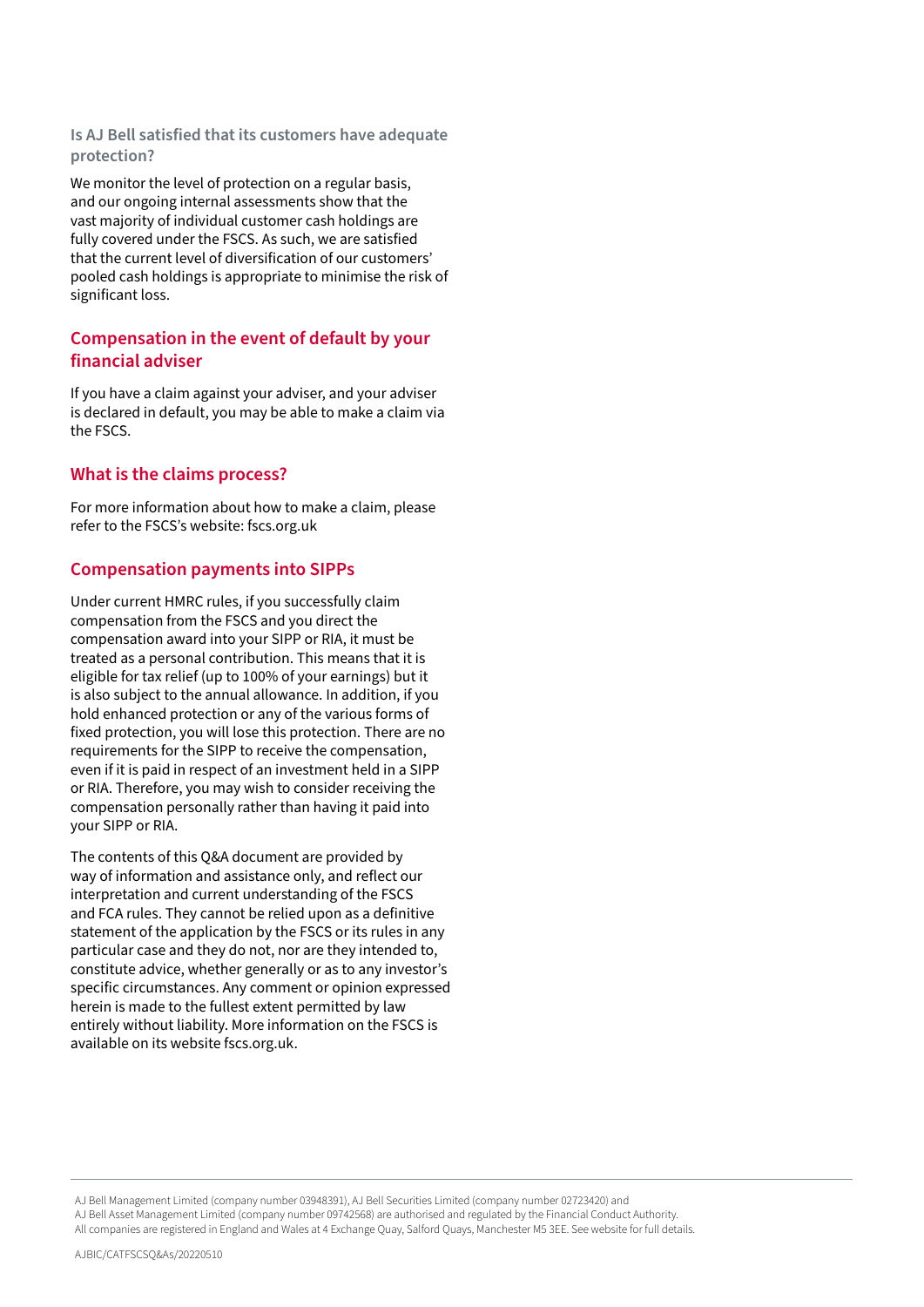### Is AJ Bell satisfied that its customers have adequate protection?

We monitor the level of protection on a regular basis, and our ongoing internal assessments show that the vast majority of individual customer cash holdings are fully covered under the FSCS. As such, we are satisfied that the current level of diversification of our customers' pooled cash holdings is appropriate to minimise the risk of significant loss.

## Compensation in the event of default by your financial adviser

If you have a claim against your adviser, and your adviser is declared in default, you may be able to make a claim via the FSCS.

## What is the claims process?

For more information about how to make a claim, please refer to the FSCS's website: fscs.org.uk

## Compensation payments into SIPPs

Under current HMRC rules, if you successfully claim compensation from the FSCS and you direct the compensation award into your SIPP or RIA, it must be treated as a personal contribution. This means that it is eligible for tax relief (up to 100% of your earnings) but it is also subject to the annual allowance. In addition, if you hold enhanced protection or any of the various forms of fixed protection, you will lose this protection. There are no requirements for the SIPP to receive the compensation, even if it is paid in respect of an investment held in a SIPP or RIA. Therefore, you may wish to consider receiving the compensation personally rather than having it paid into your SIPP or RIA.

The contents of this Q&A document are provided by way of information and assistance only, and reflect our interpretation and current understanding of the FSCS and FCA rules. They cannot be relied upon as a definitive statement of the application by the FSCS or its rules in any particular case and they do not, nor are they intended to, constitute advice, whether generally or as to any investor's specific circumstances. Any comment or opinion expressed herein is made to the fullest extent permitted by law entirely without liability. More information on the FSCS is available on its website fscs.org.uk.

AJ Bell Management Limited (company number 03948391), AJ Bell Securities Limited (company number 02723420) and AJ Bell Asset Management Limited (company number 09742568) are authorised and regulated by the Financial Conduct Authority. All companies are registered in England and Wales at 4 Exchange Quay, Salford Quays, Manchester M5 3EE. See website for full details.

AJBIC/CATFSCSQ&As/20220510